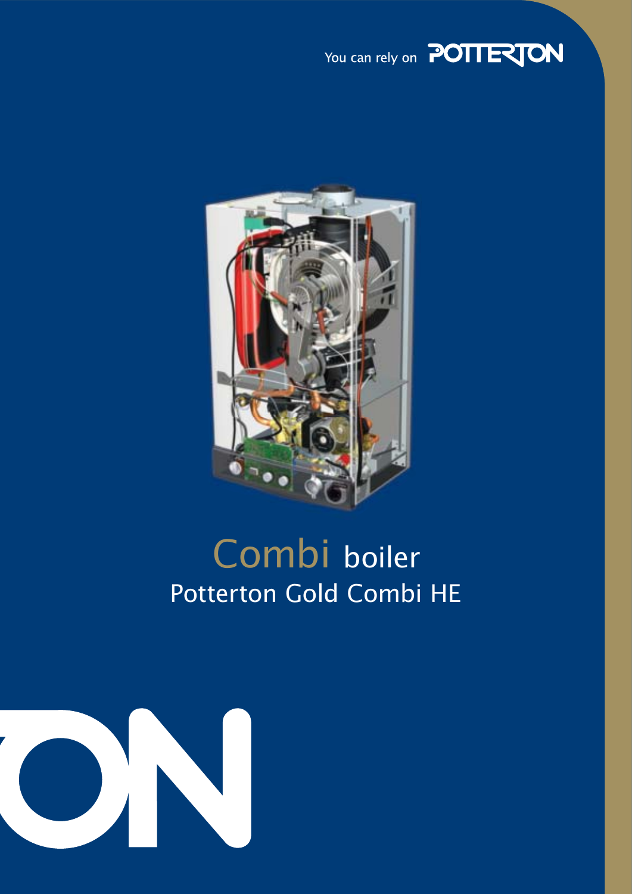You can rely on POTTERTON

# Combi boiler

## Potterton Gold Combi HE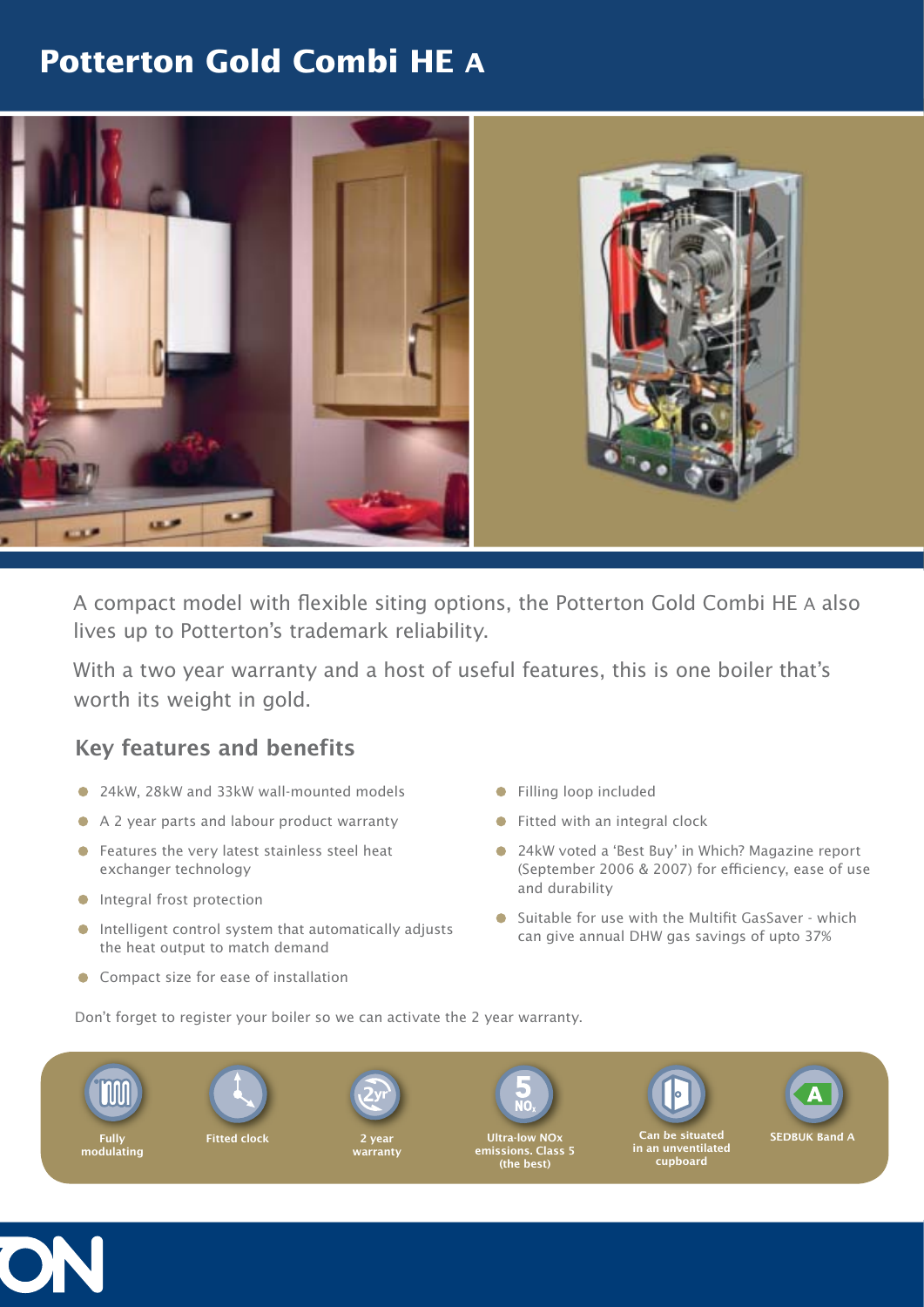# Potterton Gold Combi HE A

A compact model with flexible siting options, the Potterton Gold Combi HE A also lives up to Potterton's trademark reliability.

With a two year warranty and a host of useful features, this is one boiler that's worth its weight in gold.

## Key features and benefits

- 24kW, 28kW and 33kW wall-mounted models
- A 2 year parts and labour product warranty
- Features the very latest stainless steel heat exchanger technology
- Integral frost protection
- Intelligent control system that automatically adjusts the heat output to match demand
- Compact size for ease of installation
- Filling loop included
- Fitted with an integral clock
- 24kW voted a 'Best Buy' in Which? Magazine report (September 2006 & 2007) for efficiency, ease of use and durability
- Suitable for use with the Multifit GasSaver - which can give annual DHW gas savings of upto 37%

Don't forget to register your boiler so we can activate the 2 year warranty.

Fully modulating

Fitted clock

2 year warranty

Ultra-low NOx emissions. Class 5 (the best)

Can be situated in an unventilated cupboard

SEDBUK Band A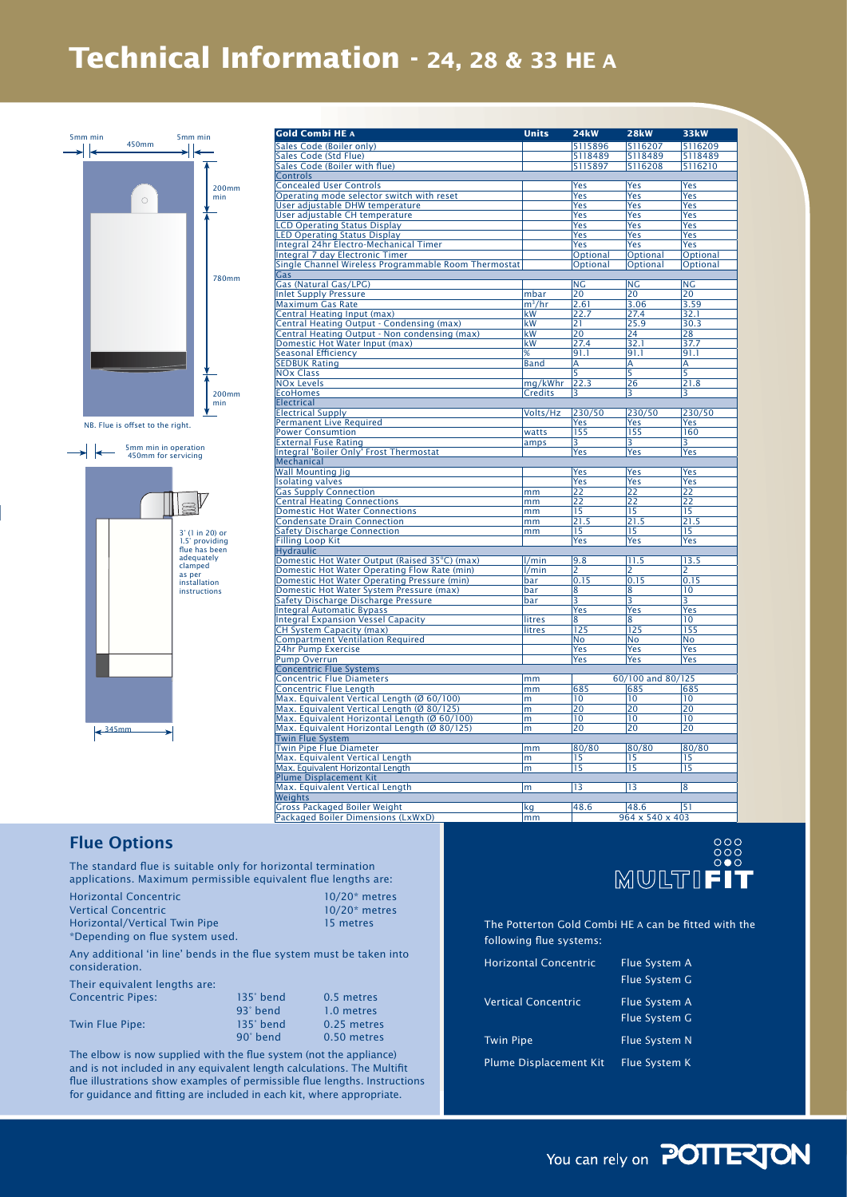# Technical Information - 24, 28 & 33 HE A

5mm min | 450mm | 5mm min
200mm min
780mm
200mm min

NB. Flue is offset to the right.

5mm min in operation
450mm for servicing

3° (1 in 20) or 1.5° providing flue has been adequately clamped as per installation instructions

345mm

| Gold Combi HE A | Units | 24kW | 28kW | 33kW |
|---|---|---|---|---|
| Sales Code (Boiler only) | | 5115896 | 5116207 | 5116209 |
| Sales Code (Std Flue) | | 5118489 | 5118489 | 5118489 |
| Sales Code (Boiler with flue) | | 5115897 | 5116208 | 5116210 |
| **Controls** | | | | |
| Concealed User Controls | | Yes | Yes | Yes |
| Operating mode selector switch with reset | | Yes | Yes | Yes |
| User adjustable DHW temperature | | Yes | Yes | Yes |
| User adjustable CH temperature | | Yes | Yes | Yes |
| LCD Operating Status Display | | Yes | Yes | Yes |
| LED Operating Status Display | | Yes | Yes | Yes |
| Integral 24hr Electro-Mechanical Timer | | Yes | Yes | Yes |
| Integral 7 day Electronic Timer | | Optional | Optional | Optional |
| Single Channel Wireless Programmable Room Thermostat | | Optional | Optional | Optional |
| **Gas** | | | | |
| Gas (Natural Gas/LPG) | | NG | NG | NG |
| Inlet Supply Pressure | mbar | 20 | 20 | 20 |
| Maximum Gas Rate | $m^3/hr$ | 2.61 | 3.06 | 3.59 |
| Central Heating Input (max) | kW | 22.7 | 27.4 | 32.1 |
| Central Heating Output - Condensing (max) | kW | 21 | 25.9 | 30.3 |
| Central Heating Output - Non condensing (max) | kW | 20 | 24 | 28 |
| Domestic Hot Water Input (max) | kW | 27.4 | 32.1 | 37.7 |
| Seasonal Efficiency | % | 91.1 | 91.1 | 91.1 |
| SEDBUK Rating | Band | A | A | A |
| NOx Class | | 5 | 5 | 5 |
| NOx Levels | mg/kWhr | 22.3 | 26 | 21.8 |
| EcoHomes | Credits | 3 | 3 | 3 |
| **Electrical** | | | | |
| Electrical Supply | Volts/Hz | 230/50 | 230/50 | 230/50 |
| Permanent Live Required | | Yes | Yes | Yes |
| Power Consumtion | watts | 155 | 155 | 160 |
| External Fuse Rating | amps | 3 | 3 | 3 |
| Integral 'Boiler Only' Frost Thermostat | | Yes | Yes | Yes |
| **Mechanical** | | | | |
| Wall Mounting Jig | | Yes | Yes | Yes |
| Isolating valves | | Yes | Yes | Yes |
| Gas Supply Connection | mm | 22 | 22 | 22 |
| Central Heating Connections | mm | 22 | 22 | 22 |
| Domestic Hot Water Connections | mm | 15 | 15 | 15 |
| Condensate Drain Connection | mm | 21.5 | 21.5 | 21.5 |
| Safety Discharge Connection | mm | 15 | 15 | 15 |
| Filling Loop Kit | | Yes | Yes | Yes |
| **Hydraulic** | | | | |
| Domestic Hot Water Output (Raised 35°C) (max) | l/min | 9.8 | 11.5 | 13.5 |
| Domestic Hot Water Operating Flow Rate (min) | l/min | 2 | 2 | 2 |
| Domestic Hot Water Operating Pressure (min) | bar | 0.15 | 0.15 | 0.15 |
| Domestic Hot Water System Pressure (max) | bar | 8 | 8 | 10 |
| Safety Discharge Discharge Pressure | bar | 3 | 3 | 3 |
| Integral Automatic Bypass | | Yes | Yes | Yes |
| Integral Expansion Vessel Capacity | litres | 8 | 8 | 10 |
| CH System Capacity (max) | litres | 125 | 125 | 155 |
| Compartment Ventilation Required | | No | No | No |
| 24hr Pump Exercise | | Yes | Yes | Yes |
| Pump Overrun | | Yes | Yes | Yes |
| **Concentric Flue Systems** | | | | |
| Concentric Flue Diameters | mm | 60/100 and 80/125 | | |
| Concentric Flue Length | mm | 685 | 685 | 685 |
| Max. Equivalent Vertical Length (Ø 60/100) | m | 10 | 10 | 10 |
| Max. Equivalent Vertical Length (Ø 80/125) | m | 20 | 20 | 20 |
| Max. Equivalent Horizontal Length (Ø 60/100) | m | 10 | 10 | 10 |
| Max. Equivalent Horizontal Length (Ø 80/125) | m | 20 | 20 | 20 |
| **Twin Pipe System** | | | | |
| Twin Pipe Flue Diameter | mm | 80/80 | 80/80 | 80/80 |
| Max. Equivalent Vertical Length | m | 15 | 15 | 15 |
| Max. Equivalent Horizontal Length | m | 15 | 15 | 15 |
| **Plume Displacement Kit** | | | | |
| Max. Equivalent Vertical Length | m | 13 | 13 | 8 |
| **Weights** | | | | |
| Gross Packaged Boiler Weight | kg | 48.6 | 48.6 | 51 |
| Packaged Boiler Dimensions (LxWxD) | mm | 964 x 540 x 403 | | |

## Flue Options

The standard flue is suitable only for horizontal termination applications. Maximum permissible equivalent flue lengths are:

| | |
|---|---|
| Horizontal Concentric | 10/20* metres |
| Vertical Concentric | 10/20* metres |
| Horizontal/Vertical Twin Pipe | 15 metres |

*Depending on flue system used.

Any additional 'in line' bends in the flue system must be taken into consideration.

Their equivalent lengths are:

| | | |
|---|---|---|
| Concentric Pipes: | 135° bend | 0.5 metres |
| | 93° bend | 1.0 metres |
| Twin Flue Pipe: | 135° bend | 0.25 metres |
| | 90° bend | 0.50 metres |

The elbow is now supplied with the flue system (not the appliance) and is not included in any equivalent length calculations. The Multifit flue illustrations show examples of permissible flue lengths. Instructions for guidance and fitting are included in each kit, where appropriate.

**MULTIFIT**

The Potterton Gold Combi HE A can be fitted with the following flue systems:

| | |
|---|---|
| Horizontal Concentric | Flue System A<br>Flue System G |
| Vertical Concentric | Flue System A<br>Flue System G |
| Twin Pipe | Flue System N |
| Plume Displacement Kit | Flue System K |

You can rely on **POTTERTON**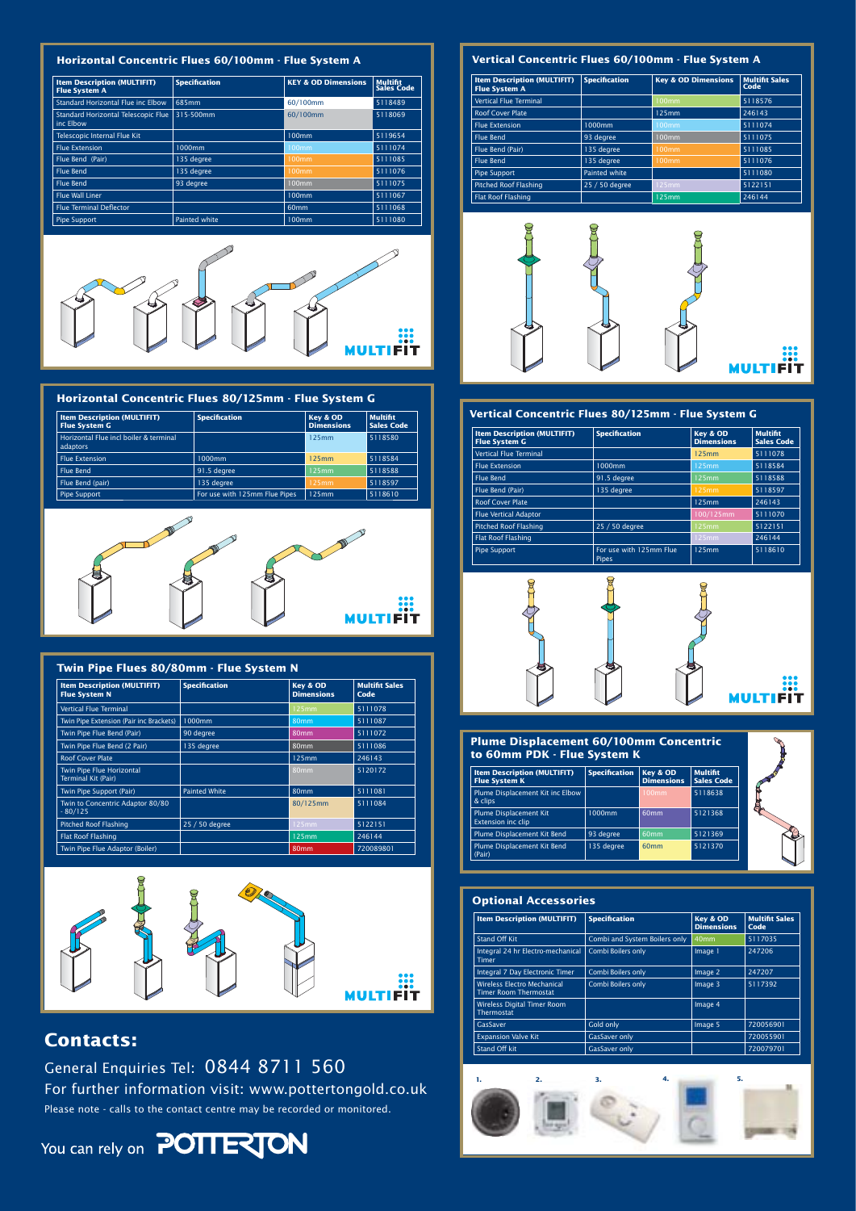## Horizontal Concentric Flues 60/100mm - Flue System A

| Item Description (MULTIFIT) Flue System A | Specification | KEY & OD Dimensions | Multifit Sales Code |
|---|---|---|---|
| Standard Horizontal Flue inc Elbow | 685mm | 60/100mm | 5118489 |
| Standard Horizontal Telescopic Flue inc Elbow | 315-500mm | 60/100mm | 5118069 |
| Telescopic Internal Flue Kit | | 100mm | 5119654 |
| Flue Extension | 1000mm | 100mm | 5111074 |
| Flue Bend (Pair) | 135 degree | 100mm | 5111085 |
| Flue Bend | 135 degree | 100mm | 5111076 |
| Flue Bend | 93 degree | 100mm | 5111075 |
| Flue Wall Liner | | 100mm | 5111067 |
| Flue Terminal Deflector | | 60mm | 5111068 |
| Pipe Support | Painted white | 100mm | 5111080 |

MULTIFIT

## Horizontal Concentric Flues 80/125mm - Flue System G

| Item Description (MULTIFIT) Flue System G | Specification | Key & OD Dimensions | Multifit Sales Code |
|---|---|---|---|
| Horizontal Flue incl boiler & terminal adaptors | | 125mm | 5118580 |
| Flue Extension | 1000mm | 125mm | 5118584 |
| Flue Bend | 91.5 degree | 125mm | 5118588 |
| Flue Bend (pair) | 135 degree | 125mm | 5118597 |
| Pipe Support | For use with 125mm Flue Pipes | 125mm | 5118610 |

MULTIFIT

## Twin Pipe Flues 80/80mm - Flue System N

| Item Description (MULTIFIT) Flue System N | Specification | Key & OD Dimensions | Multifit Sales Code |
|---|---|---|---|
| Vertical Flue Terminal | | 125mm | 5111078 |
| Twin Pipe Extension (Pair inc Brackets) | 1000mm | 80mm | 5111087 |
| Twin Pipe Flue Bend (Pair) | 90 degree | 80mm | 5111072 |
| Twin Pipe Flue Bend (2 Pair) | 135 degree | 80mm | 5111086 |
| Roof Cover Plate | | 125mm | 246143 |
| Twin Pipe Flue Horizontal Terminal Kit (Pair) | | 80mm | 5120172 |
| Twin Pipe Support (Pair) | Painted White | 80mm | 5111081 |
| Twin to Concentric Adaptor 80/80 - 80/125 | | 80/125mm | 5111084 |
| Pitched Roof Flashing | 25 / 50 degree | 125mm | 5122151 |
| Flat Roof Flashing | | 125mm | 246144 |
| Twin Pipe Flue Adaptor (Boiler) | | 80mm | 720089801 |

MULTIFIT

## Vertical Concentric Flues 60/100mm - Flue System A

| Item Description (MULTIFIT) Flue System A | Specification | Key & OD Dimensions | Multifit Sales Code |
|---|---|---|---|
| Vertical Flue Terminal | | 100mm | 5118576 |
| Roof Cover Plate | | 125mm | 246143 |
| Flue Extension | 1000mm | 100mm | 5111074 |
| Flue Bend | 93 degree | 100mm | 5111075 |
| Flue Bend (Pair) | 135 degree | 100mm | 5111085 |
| Flue Bend | 135 degree | 100mm | 5111076 |
| Pipe Support | Painted white | | 5111080 |
| Pitched Roof Flashing | 25 / 50 degree | 125mm | 5122151 |
| Flat Roof Flashing | | 125mm | 246144 |

MULTIFIT

## Vertical Concentric Flues 80/125mm - Flue System G

| Item Description (MULTIFIT) Flue System G | Specification | Key & OD Dimensions | Multifit Sales Code |
|---|---|---|---|
| Vertical Flue Terminal | | 125mm | 5111078 |
| Flue Extension | 1000mm | 125mm | 5118584 |
| Flue Bend | 91.5 degree | 125mm | 5118588 |
| Flue Bend (Pair) | 135 degree | 125mm | 5118597 |
| Roof Cover Plate | | 125mm | 246143 |
| Flue Vertical Adaptor | | 100/125mm | 5111070 |
| Pitched Roof Flashing | 25 / 50 degree | 125mm | 5122151 |
| Flat Roof Flashing | | 125mm | 246144 |
| Pipe Support | For use with 125mm Flue Pipes | 125mm | 5118610 |

MULTIFIT

## Plume Displacement 60/100mm Concentric to 60mm PDK - Flue System K

| Item Description (MULTIFIT) Flue System K | Specification | Key & OD Dimensions | Multifit Sales Code |
|---|---|---|---|
| Plume Displacement Kit inc Elbow & clips | | 100mm | 5118638 |
| Plume Displacement Kit Extension inc clip | 1000mm | 60mm | 5121368 |
| Plume Displacement Kit Bend | 93 degree | 60mm | 5121369 |
| Plume Displacement Kit Bend (Pair) | 135 degree | 60mm | 5121370 |

## Optional Accessories

| Item Description (MULTIFIT) | Specification | Key & OD Dimensions | Multifit Sales Code |
|---|---|---|---|
| Stand Off Kit | Combi and System Boilers only | 40mm | 5117035 |
| Integral 24 hr Electro-mechanical Timer | Combi Boilers only | Image 1 | 247206 |
| Integral 7 Day Electronic Timer | Combi Boilers only | Image 2 | 247207 |
| Wireless Electro Mechanical Timer Room Thermostat | Combi Boilers only | Image 3 | 5117392 |
| Wireless Digital Timer Room Thermostat | | Image 4 | |
| GasSaver | Gold only | Image 5 | 720056901 |
| Expansion Valve Kit | GasSaver only | | 720055901 |
| Stand Off kit | GasSaver only | | 720079701 |

1. 2. 3. 4. 5.

## Contacts:

General Enquiries Tel: 0844 8711 560

For further information visit: www.pottertongold.co.uk

Please note - calls to the contact centre may be recorded or monitored.

You can rely on POTTERTON